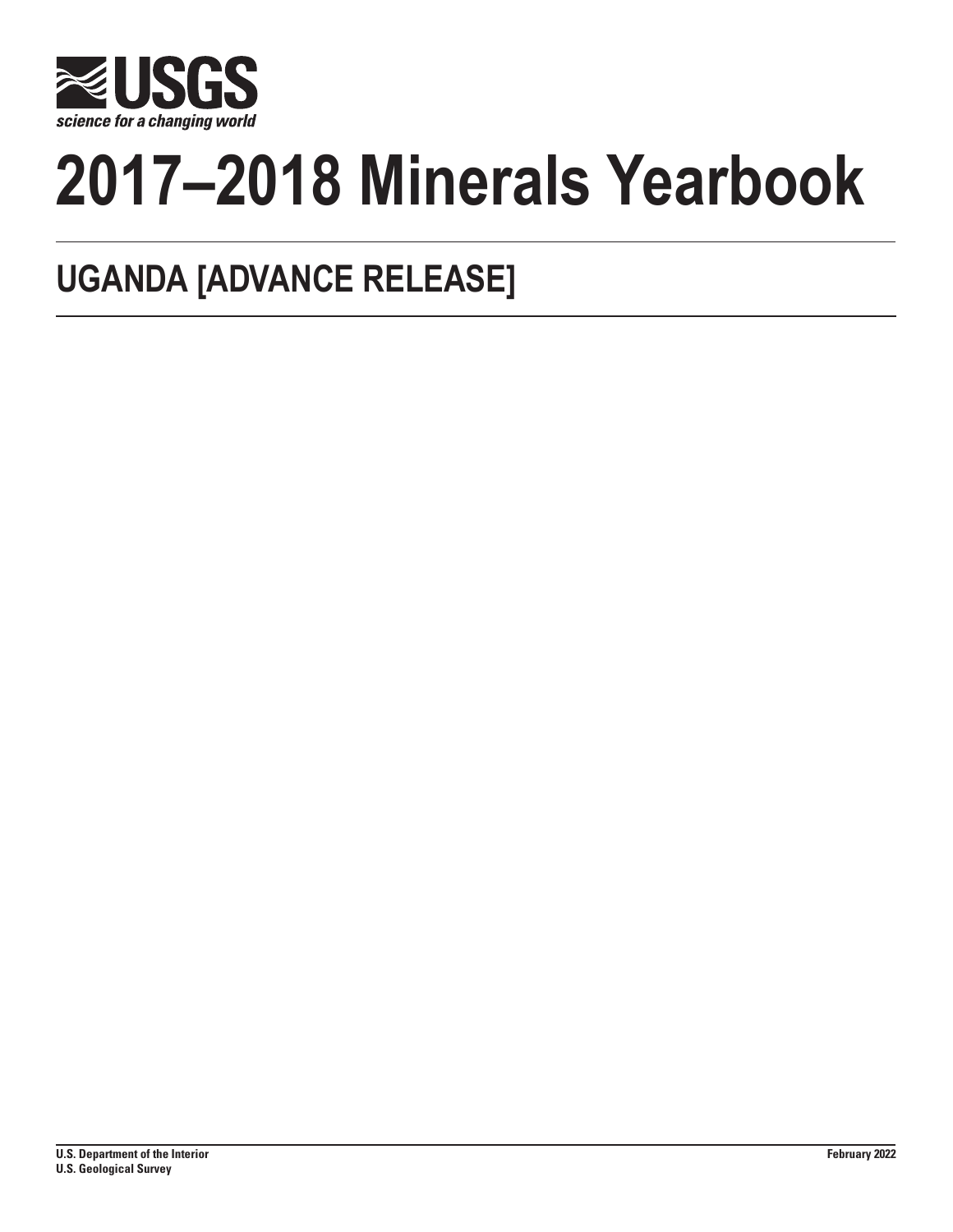# 2017–2018 Minerals Yearbook

## UGANDA [ADVANCE RELEASE]

U.S. Department of the Interior
U.S. Geological Survey

February 2022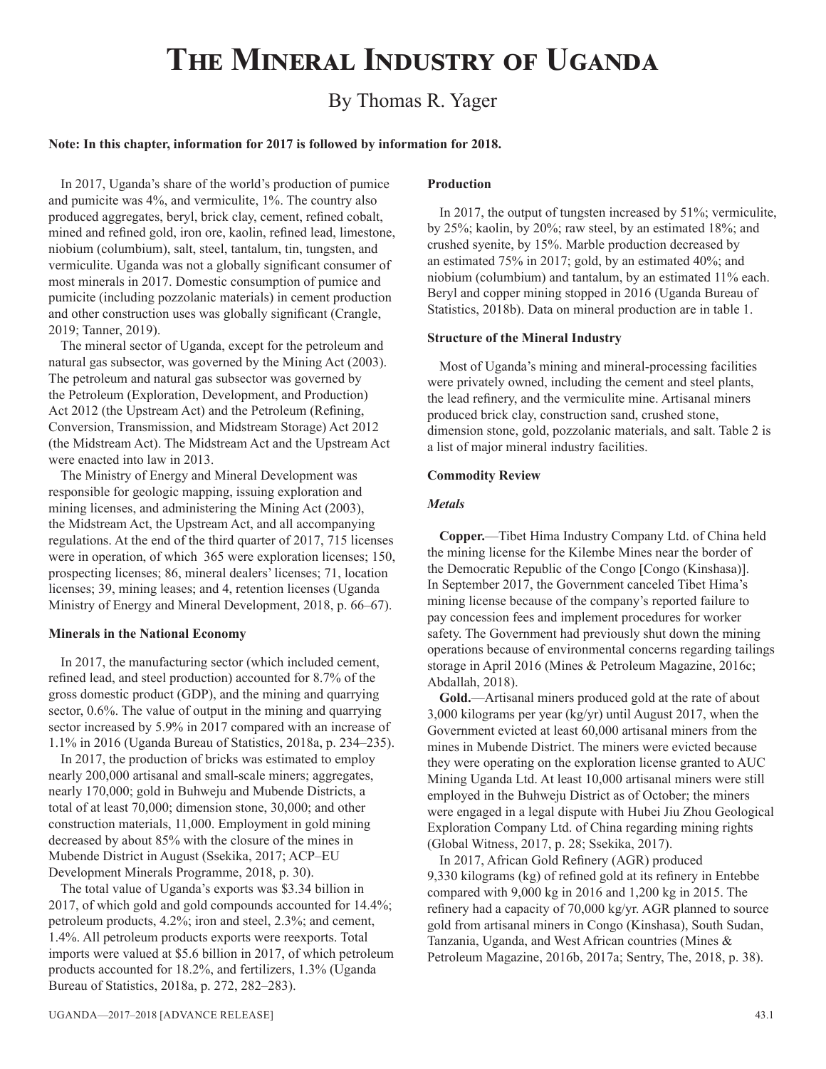# The Mineral Industry of Uganda

By Thomas R. Yager

**Note: In this chapter, information for 2017 is followed by information for 2018.**

In 2017, Uganda's share of the world's production of pumice and pumicite was 4%, and vermiculite, 1%. The country also produced aggregates, beryl, brick clay, cement, refined cobalt, mined and refined gold, iron ore, kaolin, refined lead, limestone, niobium (columbium), salt, steel, tantalum, tin, tungsten, and vermiculite. Uganda was not a globally significant consumer of most minerals in 2017. Domestic consumption of pumice and pumicite (including pozzolanic materials) in cement production and other construction uses was globally significant (Crangle, 2019; Tanner, 2019).

The mineral sector of Uganda, except for the petroleum and natural gas subsector, was governed by the Mining Act (2003). The petroleum and natural gas subsector was governed by the Petroleum (Exploration, Development, and Production) Act 2012 (the Upstream Act) and the Petroleum (Refining, Conversion, Transmission, and Midstream Storage) Act 2012 (the Midstream Act). The Midstream Act and the Upstream Act were enacted into law in 2013.

The Ministry of Energy and Mineral Development was responsible for geologic mapping, issuing exploration and mining licenses, and administering the Mining Act (2003), the Midstream Act, the Upstream Act, and all accompanying regulations. At the end of the third quarter of 2017, 715 licenses were in operation, of which 365 were exploration licenses; 150, prospecting licenses; 86, mineral dealers' licenses; 71, location licenses; 39, mining leases; and 4, retention licenses (Uganda Ministry of Energy and Mineral Development, 2018, p. 66–67).

### Minerals in the National Economy

In 2017, the manufacturing sector (which included cement, refined lead, and steel production) accounted for 8.7% of the gross domestic product (GDP), and the mining and quarrying sector, 0.6%. The value of output in the mining and quarrying sector increased by 5.9% in 2017 compared with an increase of 1.1% in 2016 (Uganda Bureau of Statistics, 2018a, p. 234–235).

In 2017, the production of bricks was estimated to employ nearly 200,000 artisanal and small-scale miners; aggregates, nearly 170,000; gold in Buhweju and Mubende Districts, a total of at least 70,000; dimension stone, 30,000; and other construction materials, 11,000. Employment in gold mining decreased by about 85% with the closure of the mines in Mubende District in August (Ssekika, 2017; ACP–EU Development Minerals Programme, 2018, p. 30).

The total value of Uganda's exports was $3.34 billion in 2017, of which gold and gold compounds accounted for 14.4%; petroleum products, 4.2%; iron and steel, 2.3%; and cement, 1.4%. All petroleum products exports were reexports. Total imports were valued at $5.6 billion in 2017, of which petroleum products accounted for 18.2%, and fertilizers, 1.3% (Uganda Bureau of Statistics, 2018a, p. 272, 282–283).

### Production

In 2017, the output of tungsten increased by 51%; vermiculite, by 25%; kaolin, by 20%; raw steel, by an estimated 18%; and crushed syenite, by 15%. Marble production decreased by an estimated 75% in 2017; gold, by an estimated 40%; and niobium (columbium) and tantalum, by an estimated 11% each. Beryl and copper mining stopped in 2016 (Uganda Bureau of Statistics, 2018b). Data on mineral production are in table 1.

### Structure of the Mineral Industry

Most of Uganda's mining and mineral-processing facilities were privately owned, including the cement and steel plants, the lead refinery, and the vermiculite mine. Artisanal miners produced brick clay, construction sand, crushed stone, dimension stone, gold, pozzolanic materials, and salt. Table 2 is a list of major mineral industry facilities.

### Commodity Review

#### *Metals*

**Copper.**—Tibet Hima Industry Company Ltd. of China held the mining license for the Kilembe Mines near the border of the Democratic Republic of the Congo [Congo (Kinshasa)]. In September 2017, the Government canceled Tibet Hima's mining license because of the company's reported failure to pay concession fees and implement procedures for worker safety. The Government had previously shut down the mining operations because of environmental concerns regarding tailings storage in April 2016 (Mines & Petroleum Magazine, 2016c; Abdallah, 2018).

**Gold.**—Artisanal miners produced gold at the rate of about 3,000 kilograms per year (kg/yr) until August 2017, when the Government evicted at least 60,000 artisanal miners from the mines in Mubende District. The miners were evicted because they were operating on the exploration license granted to AUC Mining Uganda Ltd. At least 10,000 artisanal miners were still employed in the Buhweju District as of October; the miners were engaged in a legal dispute with Hubei Jiu Zhou Geological Exploration Company Ltd. of China regarding mining rights (Global Witness, 2017, p. 28; Ssekika, 2017).

In 2017, African Gold Refinery (AGR) produced 9,330 kilograms (kg) of refined gold at its refinery in Entebbe compared with 9,000 kg in 2016 and 1,200 kg in 2015. The refinery had a capacity of 70,000 kg/yr. AGR planned to source gold from artisanal miners in Congo (Kinshasa), South Sudan, Tanzania, Uganda, and West African countries (Mines & Petroleum Magazine, 2016b, 2017a; Sentry, The, 2018, p. 38).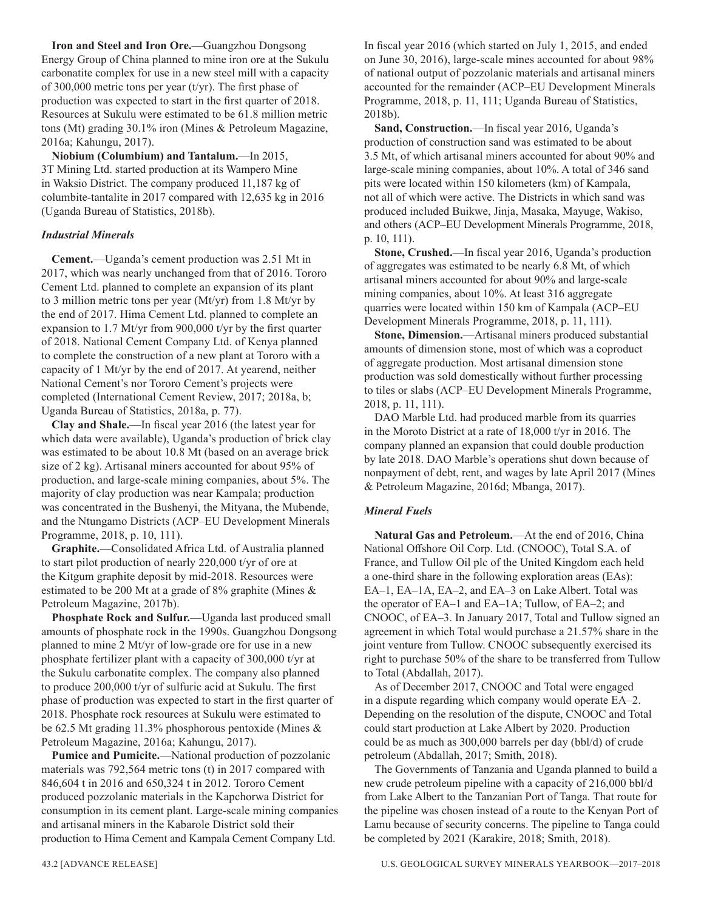**Iron and Steel and Iron Ore.**—Guangzhou Dongsong Energy Group of China planned to mine iron ore at the Sukulu carbonatite complex for use in a new steel mill with a capacity of 300,000 metric tons per year (t/yr). The first phase of production was expected to start in the first quarter of 2018. Resources at Sukulu were estimated to be 61.8 million metric tons (Mt) grading 30.1% iron (Mines & Petroleum Magazine, 2016a; Kahungu, 2017).

**Niobium (Columbium) and Tantalum.**—In 2015, 3T Mining Ltd. started production at its Wampero Mine in Waksio District. The company produced 11,187 kg of columbite-tantalite in 2017 compared with 12,635 kg in 2016 (Uganda Bureau of Statistics, 2018b).

### *Industrial Minerals*

**Cement.**—Uganda's cement production was 2.51 Mt in 2017, which was nearly unchanged from that of 2016. Tororo Cement Ltd. planned to complete an expansion of its plant to 3 million metric tons per year (Mt/yr) from 1.8 Mt/yr by the end of 2017. Hima Cement Ltd. planned to complete an expansion to 1.7 Mt/yr from 900,000 t/yr by the first quarter of 2018. National Cement Company Ltd. of Kenya planned to complete the construction of a new plant at Tororo with a capacity of 1 Mt/yr by the end of 2017. At yearend, neither National Cement's nor Tororo Cement's projects were completed (International Cement Review, 2017; 2018a, b; Uganda Bureau of Statistics, 2018a, p. 77).

**Clay and Shale.**—In fiscal year 2016 (the latest year for which data were available), Uganda's production of brick clay was estimated to be about 10.8 Mt (based on an average brick size of 2 kg). Artisanal miners accounted for about 95% of production, and large-scale mining companies, about 5%. The majority of clay production was near Kampala; production was concentrated in the Bushenyi, the Mityana, the Mubende, and the Ntungamo Districts (ACP–EU Development Minerals Programme, 2018, p. 10, 111).

**Graphite.**—Consolidated Africa Ltd. of Australia planned to start pilot production of nearly 220,000 t/yr of ore at the Kitgum graphite deposit by mid-2018. Resources were estimated to be 200 Mt at a grade of 8% graphite (Mines & Petroleum Magazine, 2017b).

**Phosphate Rock and Sulfur.**—Uganda last produced small amounts of phosphate rock in the 1990s. Guangzhou Dongsong planned to mine 2 Mt/yr of low-grade ore for use in a new phosphate fertilizer plant with a capacity of 300,000 t/yr at the Sukulu carbonatite complex. The company also planned to produce 200,000 t/yr of sulfuric acid at Sukulu. The first phase of production was expected to start in the first quarter of 2018. Phosphate rock resources at Sukulu were estimated to be 62.5 Mt grading 11.3% phosphorous pentoxide (Mines & Petroleum Magazine, 2016a; Kahungu, 2017).

**Pumice and Pumicite.**—National production of pozzolanic materials was 792,564 metric tons (t) in 2017 compared with 846,604 t in 2016 and 650,324 t in 2012. Tororo Cement produced pozzolanic materials in the Kapchorwa District for consumption in its cement plant. Large-scale mining companies and artisanal miners in the Kabarole District sold their production to Hima Cement and Kampala Cement Company Ltd. In fiscal year 2016 (which started on July 1, 2015, and ended on June 30, 2016), large-scale mines accounted for about 98% of national output of pozzolanic materials and artisanal miners accounted for the remainder (ACP–EU Development Minerals Programme, 2018, p. 11, 111; Uganda Bureau of Statistics, 2018b).

**Sand, Construction.**—In fiscal year 2016, Uganda's production of construction sand was estimated to be about 3.5 Mt, of which artisanal miners accounted for about 90% and large-scale mining companies, about 10%. A total of 346 sand pits were located within 150 kilometers (km) of Kampala, not all of which were active. The Districts in which sand was produced included Buikwe, Jinja, Masaka, Mayuge, Wakiso, and others (ACP–EU Development Minerals Programme, 2018, p. 10, 111).

**Stone, Crushed.**—In fiscal year 2016, Uganda's production of aggregates was estimated to be nearly 6.8 Mt, of which artisanal miners accounted for about 90% and large-scale mining companies, about 10%. At least 316 aggregate quarries were located within 150 km of Kampala (ACP–EU Development Minerals Programme, 2018, p. 11, 111).

**Stone, Dimension.**—Artisanal miners produced substantial amounts of dimension stone, most of which was a coproduct of aggregate production. Most artisanal dimension stone production was sold domestically without further processing to tiles or slabs (ACP–EU Development Minerals Programme, 2018, p. 11, 111).

DAO Marble Ltd. had produced marble from its quarries in the Moroto District at a rate of 18,000 t/yr in 2016. The company planned an expansion that could double production by late 2018. DAO Marble's operations shut down because of nonpayment of debt, rent, and wages by late April 2017 (Mines & Petroleum Magazine, 2016d; Mbanga, 2017).

### *Mineral Fuels*

**Natural Gas and Petroleum.**—At the end of 2016, China National Offshore Oil Corp. Ltd. (CNOOC), Total S.A. of France, and Tullow Oil plc of the United Kingdom each held a one-third share in the following exploration areas (EAs): EA–1, EA–1A, EA–2, and EA–3 on Lake Albert. Total was the operator of EA–1 and EA–1A; Tullow, of EA–2; and CNOOC, of EA–3. In January 2017, Total and Tullow signed an agreement in which Total would purchase a 21.57% share in the joint venture from Tullow. CNOOC subsequently exercised its right to purchase 50% of the share to be transferred from Tullow to Total (Abdallah, 2017).

As of December 2017, CNOOC and Total were engaged in a dispute regarding which company would operate EA–2. Depending on the resolution of the dispute, CNOOC and Total could start production at Lake Albert by 2020. Production could be as much as 300,000 barrels per day (bbl/d) of crude petroleum (Abdallah, 2017; Smith, 2018).

The Governments of Tanzania and Uganda planned to build a new crude petroleum pipeline with a capacity of 216,000 bbl/d from Lake Albert to the Tanzanian Port of Tanga. That route for the pipeline was chosen instead of a route to the Kenyan Port of Lamu because of security concerns. The pipeline to Tanga could be completed by 2021 (Karakire, 2018; Smith, 2018).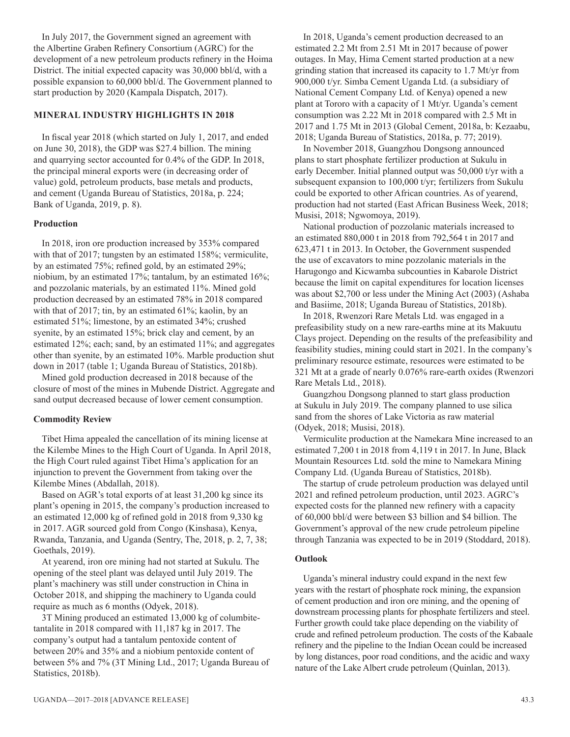In July 2017, the Government signed an agreement with the Albertine Graben Refinery Consortium (AGRC) for the development of a new petroleum products refinery in the Hoima District. The initial expected capacity was 30,000 bbl/d, with a possible expansion to 60,000 bbl/d. The Government planned to start production by 2020 (Kampala Dispatch, 2017).

## MINERAL INDUSTRY HIGHLIGHTS IN 2018

In fiscal year 2018 (which started on July 1, 2017, and ended on June 30, 2018), the GDP was $27.4 billion. The mining and quarrying sector accounted for 0.4% of the GDP. In 2018, the principal mineral exports were (in decreasing order of value) gold, petroleum products, base metals and products, and cement (Uganda Bureau of Statistics, 2018a, p. 224; Bank of Uganda, 2019, p. 8).

### Production

In 2018, iron ore production increased by 353% compared with that of 2017; tungsten by an estimated 158%; vermiculite, by an estimated 75%; refined gold, by an estimated 29%; niobium, by an estimated 17%; tantalum, by an estimated 16%; and pozzolanic materials, by an estimated 11%. Mined gold production decreased by an estimated 78% in 2018 compared with that of 2017; tin, by an estimated 61%; kaolin, by an estimated 51%; limestone, by an estimated 34%; crushed syenite, by an estimated 15%; brick clay and cement, by an estimated 12%; each; sand, by an estimated 11%; and aggregates other than syenite, by an estimated 10%. Marble production shut down in 2017 (table 1; Uganda Bureau of Statistics, 2018b).

Mined gold production decreased in 2018 because of the closure of most of the mines in Mubende District. Aggregate and sand output decreased because of lower cement consumption.

### Commodity Review

Tibet Hima appealed the cancellation of its mining license at the Kilembe Mines to the High Court of Uganda. In April 2018, the High Court ruled against Tibet Hima's application for an injunction to prevent the Government from taking over the Kilembe Mines (Abdallah, 2018).

Based on AGR's total exports of at least 31,200 kg since its plant's opening in 2015, the company's production increased to an estimated 12,000 kg of refined gold in 2018 from 9,330 kg in 2017. AGR sourced gold from Congo (Kinshasa), Kenya, Rwanda, Tanzania, and Uganda (Sentry, The, 2018, p. 2, 7, 38; Goethals, 2019).

At yearend, iron ore mining had not started at Sukulu. The opening of the steel plant was delayed until July 2019. The plant's machinery was still under construction in China in October 2018, and shipping the machinery to Uganda could require as much as 6 months (Odyek, 2018).

3T Mining produced an estimated 13,000 kg of columbite-tantalite in 2018 compared with 11,187 kg in 2017. The company's output had a tantalum pentoxide content of between 20% and 35% and a niobium pentoxide content of between 5% and 7% (3T Mining Ltd., 2017; Uganda Bureau of Statistics, 2018b).

In 2018, Uganda's cement production decreased to an estimated 2.2 Mt from 2.51 Mt in 2017 because of power outages. In May, Hima Cement started production at a new grinding station that increased its capacity to 1.7 Mt/yr from 900,000 t/yr. Simba Cement Uganda Ltd. (a subsidiary of National Cement Company Ltd. of Kenya) opened a new plant at Tororo with a capacity of 1 Mt/yr. Uganda's cement consumption was 2.22 Mt in 2018 compared with 2.5 Mt in 2017 and 1.75 Mt in 2013 (Global Cement, 2018a, b: Kezaabu, 2018; Uganda Bureau of Statistics, 2018a, p. 77; 2019).

In November 2018, Guangzhou Dongsong announced plans to start phosphate fertilizer production at Sukulu in early December. Initial planned output was 50,000 t/yr with a subsequent expansion to 100,000 t/yr; fertilizers from Sukulu could be exported to other African countries. As of yearend, production had not started (East African Business Week, 2018; Musisi, 2018; Ngwomoya, 2019).

National production of pozzolanic materials increased to an estimated 880,000 t in 2018 from 792,564 t in 2017 and 623,471 t in 2013. In October, the Government suspended the use of excavators to mine pozzolanic materials in the Harugongo and Kicwamba subcounties in Kabarole District because the limit on capital expenditures for location licenses was about $2,700 or less under the Mining Act (2003) (Ashaba and Basiime, 2018; Uganda Bureau of Statistics, 2018b).

In 2018, Rwenzori Rare Metals Ltd. was engaged in a prefeasibility study on a new rare-earths mine at its Makuutu Clays project. Depending on the results of the prefeasibility and feasibility studies, mining could start in 2021. In the company's preliminary resource estimate, resources were estimated to be 321 Mt at a grade of nearly 0.076% rare-earth oxides (Rwenzori Rare Metals Ltd., 2018).

Guangzhou Dongsong planned to start glass production at Sukulu in July 2019. The company planned to use silica sand from the shores of Lake Victoria as raw material (Odyek, 2018; Musisi, 2018).

Vermiculite production at the Namekara Mine increased to an estimated 7,200 t in 2018 from 4,119 t in 2017. In June, Black Mountain Resources Ltd. sold the mine to Namekara Mining Company Ltd. (Uganda Bureau of Statistics, 2018b).

The startup of crude petroleum production was delayed until 2021 and refined petroleum production, until 2023. AGRC's expected costs for the planned new refinery with a capacity of 60,000 bbl/d were between $3 billion and $4 billion. The Government's approval of the new crude petroleum pipeline through Tanzania was expected to be in 2019 (Stoddard, 2018).

### Outlook

Uganda's mineral industry could expand in the next few years with the restart of phosphate rock mining, the expansion of cement production and iron ore mining, and the opening of downstream processing plants for phosphate fertilizers and steel. Further growth could take place depending on the viability of crude and refined petroleum production. The costs of the Kabaale refinery and the pipeline to the Indian Ocean could be increased by long distances, poor road conditions, and the acidic and waxy nature of the Lake Albert crude petroleum (Quinlan, 2013).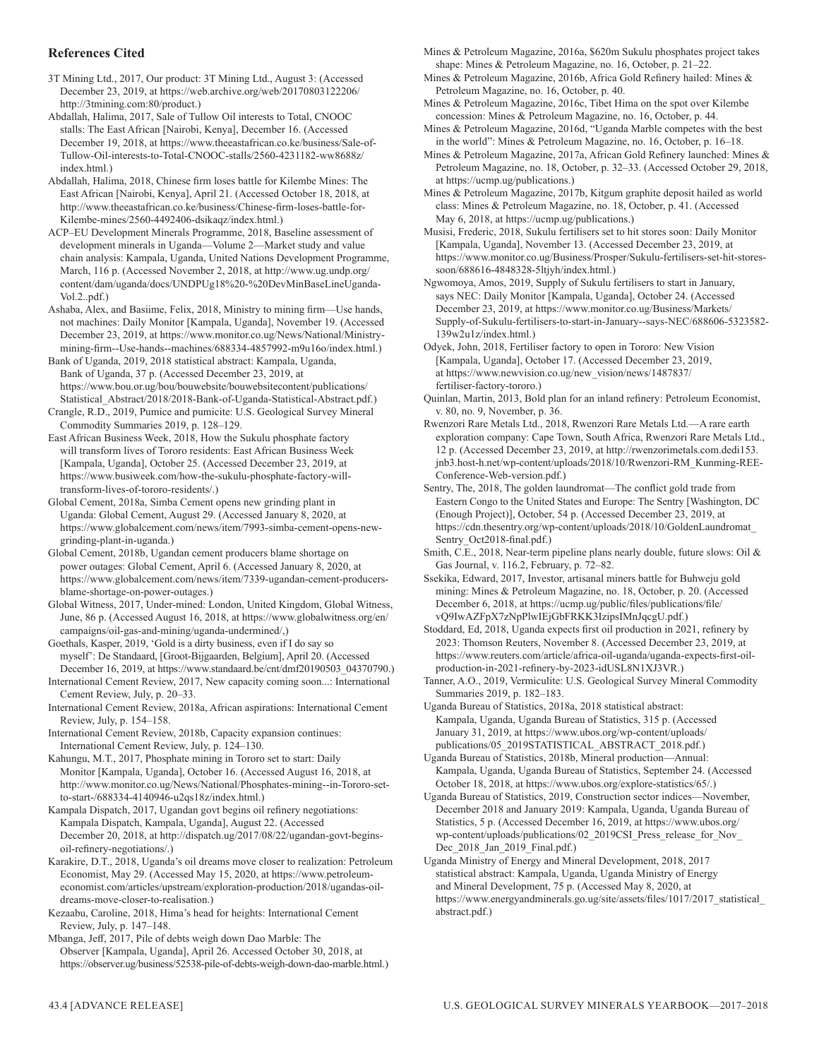## References Cited

3T Mining Ltd., 2017, Our product: 3T Mining Ltd., August 3: (Accessed December 23, 2019, at https://web.archive.org/web/20170803122206/http://3tmining.com:80/product.)

Abdallah, Halima, 2017, Sale of Tullow Oil interests to Total, CNOOC stalls: The East African [Nairobi, Kenya], December 16. (Accessed December 19, 2018, at https://www.theeastafrican.co.ke/business/Sale-of-Tullow-Oil-interests-to-Total-CNOOC-stalls/2560-4231182-ww8688z/index.html.)

Abdallah, Halima, 2018, Chinese firm loses battle for Kilembe Mines: The East African [Nairobi, Kenya], April 21. (Accessed October 18, 2018, at http://www.theeastafrican.co.ke/business/Chinese-firm-loses-battle-for-Kilembe-mines/2560-4492406-dsikaqz/index.html.)

ACP–EU Development Minerals Programme, 2018, Baseline assessment of development minerals in Uganda—Volume 2—Market study and value chain analysis: Kampala, Uganda, United Nations Development Programme, March, 116 p. (Accessed November 2, 2018, at http://www.ug.undp.org/content/dam/uganda/docs/UNDPUg18%20-%20DevMinBaseLineUganda-Vol.2..pdf.)

Ashaba, Alex, and Basiime, Felix, 2018, Ministry to mining firm—Use hands, not machines: Daily Monitor [Kampala, Uganda], November 19. (Accessed December 23, 2019, at https://www.monitor.co.ug/News/National/Ministry-mining-firm--Use-hands--machines/688334-4857992-m9u16o/index.html.)

Bank of Uganda, 2019, 2018 statistical abstract: Kampala, Uganda, Bank of Uganda, 37 p. (Accessed December 23, 2019, at https://www.bou.or.ug/bou/bouwebsite/bouwebsitecontent/publications/Statistical_Abstract/2018/2018-Bank-of-Uganda-Statistical-Abstract.pdf.)

Crangle, R.D., 2019, Pumice and pumicite: U.S. Geological Survey Mineral Commodity Summaries 2019, p. 128–129.

East African Business Week, 2018, How the Sukulu phosphate factory will transform lives of Tororo residents: East African Business Week [Kampala, Uganda], October 25. (Accessed December 23, 2019, at https://www.busiweek.com/how-the-sukulu-phosphate-factory-will-transform-lives-of-tororo-residents/.)

Global Cement, 2018a, Simba Cement opens new grinding plant in Uganda: Global Cement, August 29. (Accessed January 8, 2020, at https://www.globalcement.com/news/item/7993-simba-cement-opens-new-grinding-plant-in-uganda.)

Global Cement, 2018b, Ugandan cement producers blame shortage on power outages: Global Cement, April 6. (Accessed January 8, 2020, at https://www.globalcement.com/news/item/7339-ugandan-cement-producers-blame-shortage-on-power-outages.)

Global Witness, 2017, Under-mined: London, United Kingdom, Global Witness, June, 86 p. (Accessed August 16, 2018, at https://www.globalwitness.org/en/campaigns/oil-gas-and-mining/uganda-undermined/,)

Goethals, Kasper, 2019, 'Gold is a dirty business, even if I do say so myself': De Standaard, [Groot-Bijgaarden, Belgium], April 20. (Accessed December 16, 2019, at https://www.standaard.be/cnt/dmf20190503_04370790.)

International Cement Review, 2017, New capacity coming soon...: International Cement Review, July, p. 20–33.

International Cement Review, 2018a, African aspirations: International Cement Review, July, p. 154–158.

International Cement Review, 2018b, Capacity expansion continues: International Cement Review, July, p. 124–130.

Kahungu, M.T., 2017, Phosphate mining in Tororo set to start: Daily Monitor [Kampala, Uganda], October 16. (Accessed August 16, 2018, at http://www.monitor.co.ug/News/National/Phosphates-mining--in-Tororo-set-to-start-/688334-4140946-u2qs18z/index.html.)

Kampala Dispatch, 2017, Ugandan govt begins oil refinery negotiations: Kampala Dispatch, Kampala, Uganda], August 22. (Accessed December 20, 2018, at http://dispatch.ug/2017/08/22/ugandan-govt-begins-oil-refinery-negotiations/.)

Karakire, D.T., 2018, Uganda's oil dreams move closer to realization: Petroleum Economist, May 29. (Accessed May 15, 2020, at https://www.petroleum-economist.com/articles/upstream/exploration-production/2018/ugandas-oil-dreams-move-closer-to-realisation.)

Kezaabu, Caroline, 2018, Hima's head for heights: International Cement Review, July, p. 147–148.

Mbanga, Jeff, 2017, Pile of debts weigh down Dao Marble: The Observer [Kampala, Uganda], April 26. Accessed October 30, 2018, at https://observer.ug/business/52538-pile-of-debts-weigh-down-dao-marble.html.)

Mines & Petroleum Magazine, 2016a, $620m Sukulu phosphates project takes shape: Mines & Petroleum Magazine, no. 16, October, p. 21–22.

Mines & Petroleum Magazine, 2016b, Africa Gold Refinery hailed: Mines & Petroleum Magazine, no. 16, October, p. 40.

Mines & Petroleum Magazine, 2016c, Tibet Hima on the spot over Kilembe concession: Mines & Petroleum Magazine, no. 16, October, p. 44.

Mines & Petroleum Magazine, 2016d, "Uganda Marble competes with the best in the world": Mines & Petroleum Magazine, no. 16, October, p. 16–18.

Mines & Petroleum Magazine, 2017a, African Gold Refinery launched: Mines & Petroleum Magazine, no. 18, October, p. 32–33. (Accessed October 29, 2018, at https://ucmp.ug/publications.)

Mines & Petroleum Magazine, 2017b, Kitgum graphite deposit hailed as world class: Mines & Petroleum Magazine, no. 18, October, p. 41. (Accessed May 6, 2018, at https://ucmp.ug/publications.)

Musisi, Frederic, 2018, Sukulu fertilisers set to hit stores soon: Daily Monitor [Kampala, Uganda], November 13. (Accessed December 23, 2019, at https://www.monitor.co.ug/Business/Prosper/Sukulu-fertilisers-set-hit-stores-soon/688616-4848328-5ltjyh/index.html.)

Ngwomoya, Amos, 2019, Supply of Sukulu fertilisers to start in January, says NEC: Daily Monitor [Kampala, Uganda], October 24. (Accessed December 23, 2019, at https://www.monitor.co.ug/Business/Markets/Supply-of-Sukulu-fertilisers-to-start-in-January--says-NEC/688606-5323582-139w2u1z/index.html.)

Odyek, John, 2018, Fertiliser factory to open in Tororo: New Vision [Kampala, Uganda], October 17. (Accessed December 23, 2019, at https://www.newvision.co.ug/new_vision/news/1487837/fertiliser-factory-tororo.)

Quinlan, Martin, 2013, Bold plan for an inland refinery: Petroleum Economist, v. 80, no. 9, November, p. 36.

Rwenzori Rare Metals Ltd., 2018, Rwenzori Rare Metals Ltd.—A rare earth exploration company: Cape Town, South Africa, Rwenzori Rare Metals Ltd., 12 p. (Accessed December 23, 2019, at http://rwenzorimetals.com.dedi153.jnb3.host-h.net/wp-content/uploads/2018/10/Rwenzori-RM_Kunming-REE-Conference-Web-version.pdf.)

Sentry, The, 2018, The golden laundromat—The conflict gold trade from Eastern Congo to the United States and Europe: The Sentry [Washington, DC (Enough Project)], October, 54 p. (Accessed December 23, 2019, at https://cdn.thesentry.org/wp-content/uploads/2018/10/GoldenLaundromat_Sentry_Oct2018-final.pdf.)

Smith, C.E., 2018, Near-term pipeline plans nearly double, future slows: Oil & Gas Journal, v. 116.2, February, p. 72–82.

Ssekika, Edward, 2017, Investor, artisanal miners battle for Buhweju gold mining: Mines & Petroleum Magazine, no. 18, October, p. 20. (Accessed December 6, 2018, at https://ucmp.ug/public/files/publications/file/vQ9IwAZFpX7zNpPlwIEjGbFRKK3IzipsIMnJqcgU.pdf.)

Stoddard, Ed, 2018, Uganda expects first oil production in 2021, refinery by 2023: Thomson Reuters, November 8. (Accessed December 23, 2019, at https://www.reuters.com/article/africa-oil-uganda/uganda-expects-first-oil-production-in-2021-refinery-by-2023-idUSL8N1XJ3VR.)

Tanner, A.O., 2019, Vermiculite: U.S. Geological Survey Mineral Commodity Summaries 2019, p. 182–183.

Uganda Bureau of Statistics, 2018a, 2018 statistical abstract: Kampala, Uganda, Uganda Bureau of Statistics, 315 p. (Accessed January 31, 2019, at https://www.ubos.org/wp-content/uploads/publications/05_2019STATISTICAL_ABSTRACT_2018.pdf.)

Uganda Bureau of Statistics, 2018b, Mineral production—Annual: Kampala, Uganda, Uganda Bureau of Statistics, September 24. (Accessed October 18, 2018, at https://www.ubos.org/explore-statistics/65/.)

Uganda Bureau of Statistics, 2019, Construction sector indices—November, December 2018 and January 2019: Kampala, Uganda, Uganda Bureau of Statistics, 5 p. (Accessed December 16, 2019, at https://www.ubos.org/wp-content/uploads/publications/02_2019CSI_Press_release_for_Nov_Dec_2018_Jan_2019_Final.pdf.)

Uganda Ministry of Energy and Mineral Development, 2018, 2017 statistical abstract: Kampala, Uganda, Uganda Ministry of Energy and Mineral Development, 75 p. (Accessed May 8, 2020, at https://www.energyandminerals.go.ug/site/assets/files/1017/2017_statistical_abstract.pdf.)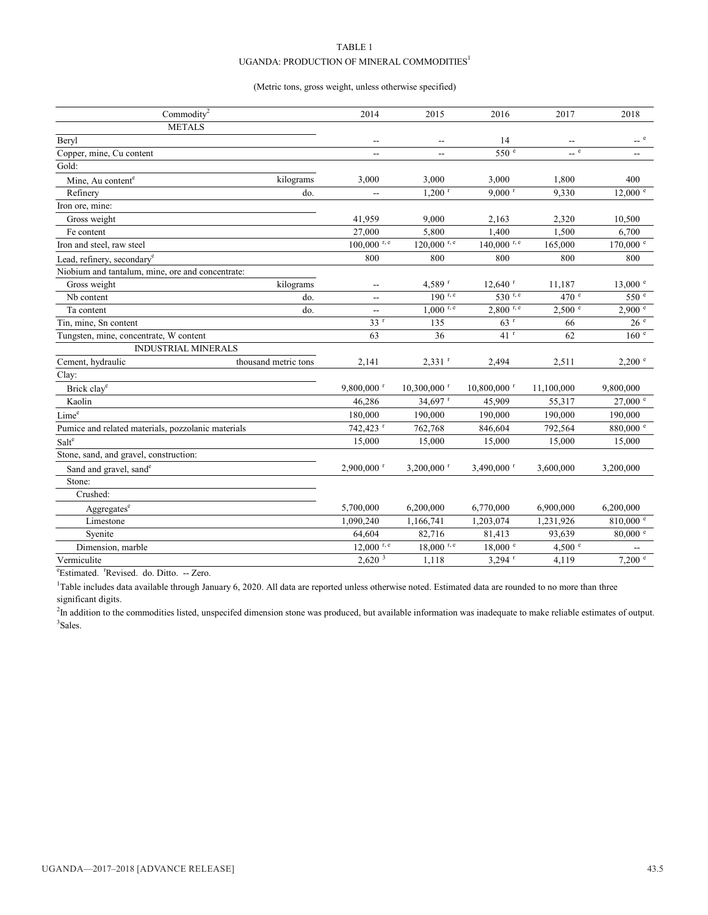TABLE 1

UGANDA: PRODUCTION OF MINERAL COMMODITIES[1]

(Metric tons, gross weight, unless otherwise specified)

| Commodity[2] | | 2014 | 2015 | 2016 | 2017 | 2018 |
|---|---|---|---|---|---|---|
| METALS | | | | | | |
| Beryl | | -- | -- | 14 | -- | -- [e] |
| Copper, mine, Cu content | | -- | -- | 550 [e] | -- [e] | -- |
| Gold: | | | | | | |
| Mine, Au content[e] | kilograms | 3,000 | 3,000 | 3,000 | 1,800 | 400 |
| Refinery | do. | -- | 1,200 [r] | 9,000 [r] | 9,330 | 12,000 [e] |
| Iron ore, mine: | | | | | | |
| Gross weight | | 41,959 | 9,000 | 2,163 | 2,320 | 10,500 |
| Fe content | | 27,000 | 5,800 | 1,400 | 1,500 | 6,700 |
| Iron and steel, raw steel | | 100,000 [r, e] | 120,000 [r, e] | 140,000 [r, e] | 165,000 | 170,000 [e] |
| Lead, refinery, secondary[e] | | 800 | 800 | 800 | 800 | 800 |
| Niobium and tantalum, mine, ore and concentrate: | | | | | | |
| Gross weight | kilograms | -- | 4,589 [r] | 12,640 [r] | 11,187 | 13,000 [e] |
| Nb content | do. | -- | 190 [r, e] | 530 [r, e] | 470 [e] | 550 [e] |
| Ta content | do. | -- | 1,000 [r, e] | 2,800 [r, e] | 2,500 [e] | 2,900 [e] |
| Tin, mine, Sn content | | 33 [r] | 135 | 63 [r] | 66 | 26 [e] |
| Tungsten, mine, concentrate, W content | | 63 | 36 | 41 [r] | 62 | 160 [e] |
| INDUSTRIAL MINERALS | | | | | | |
| Cement, hydraulic | thousand metric tons | 2,141 | 2,331 [r] | 2,494 | 2,511 | 2,200 [e] |
| Clay: | | | | | | |
| Brick clay[e] | | 9,800,000 [r] | 10,300,000 [r] | 10,800,000 [r] | 11,100,000 | 9,800,000 |
| Kaolin | | 46,286 | 34,697 [r] | 45,909 | 55,317 | 27,000 [e] |
| Lime[e] | | 180,000 | 190,000 | 190,000 | 190,000 | 190,000 |
| Pumice and related materials, pozzolanic materials | | 742,423 [r] | 762,768 | 846,604 | 792,564 | 880,000 [e] |
| Salt[e] | | 15,000 | 15,000 | 15,000 | 15,000 | 15,000 |
| Stone, sand, and gravel, construction: | | | | | | |
| Sand and gravel, sand[e] | | 2,900,000 [r] | 3,200,000 [r] | 3,490,000 [r] | 3,600,000 | 3,200,000 |
| Stone: | | | | | | |
| Crushed: | | | | | | |
| Aggregates[e] | | 5,700,000 | 6,200,000 | 6,770,000 | 6,900,000 | 6,200,000 |
| Limestone | | 1,090,240 | 1,166,741 | 1,203,074 | 1,231,926 | 810,000 [e] |
| Syenite | | 64,604 | 82,716 | 81,413 | 93,639 | 80,000 [e] |
| Dimension, marble | | 12,000 [r, e] | 18,000 [r, e] | 18,000 [e] | 4,500 [e] | -- |
| Vermiculite | | 2,620 [3] | 1,118 | 3,294 [r] | 4,119 | 7,200 [e] |

[e]Estimated. [r]Revised. do. Ditto. -- Zero.

[1]Table includes data available through January 6, 2020. All data are reported unless otherwise noted. Estimated data are rounded to no more than three significant digits.

[2]In addition to the commodities listed, unspecifed dimension stone was produced, but available information was inadequate to make reliable estimates of output.

[3]Sales.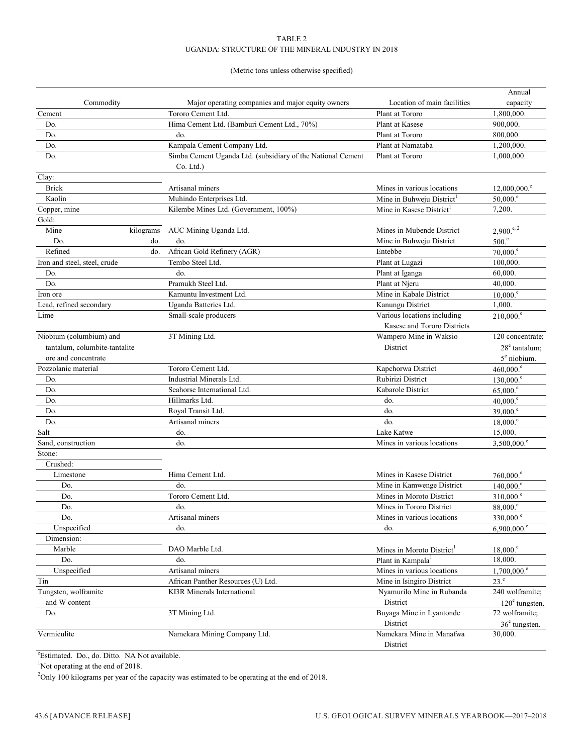TABLE 2
UGANDA: STRUCTURE OF THE MINERAL INDUSTRY IN 2018

(Metric tons unless otherwise specified)

| Commodity | | Major operating companies and major equity owners | Location of main facilities | Annual capacity |
|---|---|---|---|---|
| Cement | | Tororo Cement Ltd. | Plant at Tororo | 1,800,000. |
| Do. | | Hima Cement Ltd. (Bamburi Cement Ltd., 70%) | Plant at Kasese | 900,000. |
| Do. | | do. | Plant at Tororo | 800,000. |
| Do. | | Kampala Cement Company Ltd. | Plant at Namataba | 1,200,000. |
| Do. | | Simba Cement Uganda Ltd. (subsidiary of the National Cement Co. Ltd.) | Plant at Tororo | 1,000,000. |
| Clay: | | | | |
| Brick | | Artisanal miners | Mines in various locations | 12,000,000.[e] |
| Kaolin | | Muhindo Enterprises Ltd. | Mine in Buhweju District[1] | 50,000.[e] |
| Copper, mine | | Kilembe Mines Ltd. (Government, 100%) | Mine in Kasese District[1] | 7,200. |
| Gold: | | | | |
| Mine | kilograms | AUC Mining Uganda Ltd. | Mines in Mubende District | 2,900.[e, 2] |
| Do. | do. | do. | Mine in Buhweju District | 500.[e] |
| Refined | do. | African Gold Refinery (AGR) | Entebbe | 70,000.[e] |
| Iron and steel, steel, crude | | Tembo Steel Ltd. | Plant at Lugazi | 100,000. |
| Do. | | do. | Plant at Iganga | 60,000. |
| Do. | | Pramukh Steel Ltd. | Plant at Njeru | 40,000. |
| Iron ore | | Kamuntu Investment Ltd. | Mine in Kabale District | 10,000.[e] |
| Lead, refined secondary | | Uganda Batteries Ltd. | Kanungu District | 1,000. |
| Lime | | Small-scale producers | Various locations including Kasese and Tororo Districts | 210,000.[e] |
| Niobium (columbium) and tantalum, columbite-tantalite ore and concentrate | | 3T Mining Ltd. | Wampero Mine in Waksio District | 120 concentrate; 28[e] tantalum; 5[e] niobium. |
| Pozzolanic material | | Tororo Cement Ltd. | Kapchorwa District | 460,000.[e] |
| Do. | | Industrial Minerals Ltd. | Rubirizi District | 130,000.[e] |
| Do. | | Seahorse International Ltd. | Kabarole District | 65,000.[e] |
| Do. | | Hillmarks Ltd. | do. | 40,000.[e] |
| Do. | | Royal Transit Ltd. | do. | 39,000.[e] |
| Do. | | Artisanal miners | do. | 18,000.[e] |
| Salt | | do. | Lake Katwe | 15,000. |
| Sand, construction | | do. | Mines in various locations | 3,500,000.[e] |
| Stone: | | | | |
| Crushed: | | | | |
| Limestone | | Hima Cement Ltd. | Mines in Kasese District | 760,000.[e] |
| Do. | | do. | Mine in Kamwenge District | 140,000.[e] |
| Do. | | Tororo Cement Ltd. | Mines in Moroto District | 310,000.[e] |
| Do. | | do. | Mines in Tororo District | 88,000.[e] |
| Do. | | Artisanal miners | Mines in various locations | 330,000.[e] |
| Unspecified | | do. | do. | 6,900,000.[e] |
| Dimension: | | | | |
| Marble | | DAO Marble Ltd. | Mines in Moroto District[1] | 18,000.[e] |
| Do. | | do. | Plant in Kampala[1] | 18,000. |
| Unspecified | | Artisanal miners | Mines in various locations | 1,700,000.[e] |
| Tin | | African Panther Resources (U) Ltd. | Mine in Isingiro District | 23.[e] |
| Tungsten, wolframite and W content | | KI3R Minerals International | Nyamurilo Mine in Rubanda District | 240 wolframite; 120[e] tungsten. |
| Do. | | 3T Mining Ltd. | Buyaga Mine in Lyantonde District | 72 wolframite; 36[e] tungsten. |
| Vermiculite | | Namekara Mining Company Ltd. | Namekara Mine in Manafwa District | 30,000. |

[e]Estimated. Do., do. Ditto. NA Not available.

[1]Not operating at the end of 2018.

[2]Only 100 kilograms per year of the capacity was estimated to be operating at the end of 2018.